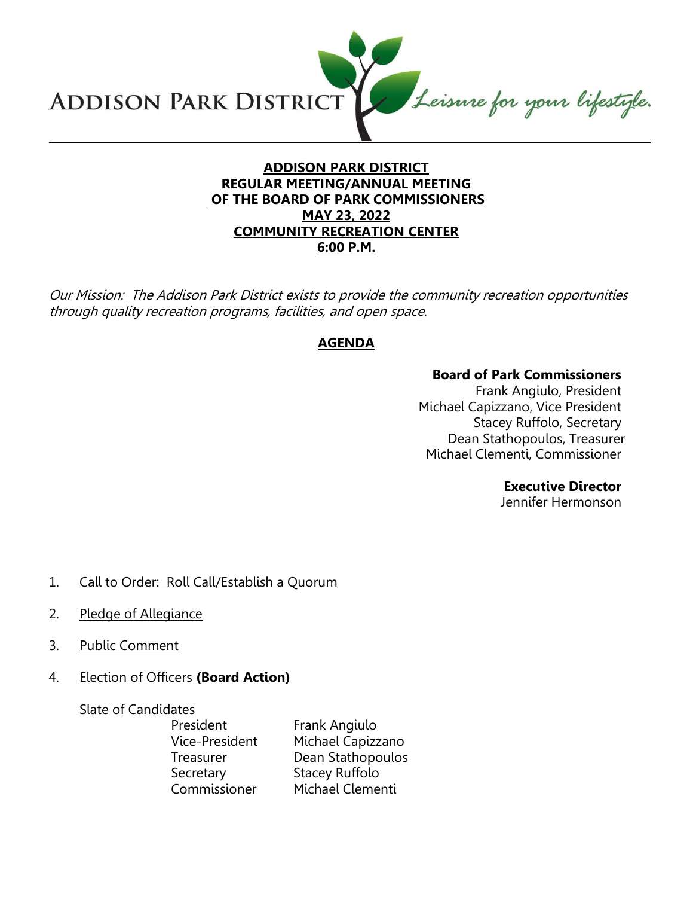ADDISON PARK DISTRICT *Leisure for your lifestyle.*

# ADDISON PARK DISTRICT
## REGULAR MEETING/ANNUAL MEETING
## OF THE BOARD OF PARK COMMISSIONERS
## MAY 23, 2022
## COMMUNITY RECREATION CENTER
## 6:00 P.M.

*Our Mission: The Addison Park District exists to provide the community recreation opportunities through quality recreation programs, facilities, and open space.*

## AGENDA

**Board of Park Commissioners**
Frank Angiulo, President
Michael Capizzano, Vice President
Stacey Ruffolo, Secretary
Dean Stathopoulos, Treasurer
Michael Clementi, Commissioner

**Executive Director**
Jennifer Hermonson

1. Call to Order: Roll Call/Establish a Quorum

2. Pledge of Allegiance

3. Public Comment

4. Election of Officers **(Board Action)**

   Slate of Candidates

   | | |
   |---|---|
   | President | Frank Angiulo |
   | Vice-President | Michael Capizzano |
   | Treasurer | Dean Stathopoulos |
   | Secretary | Stacey Ruffolo |
   | Commissioner | Michael Clementi |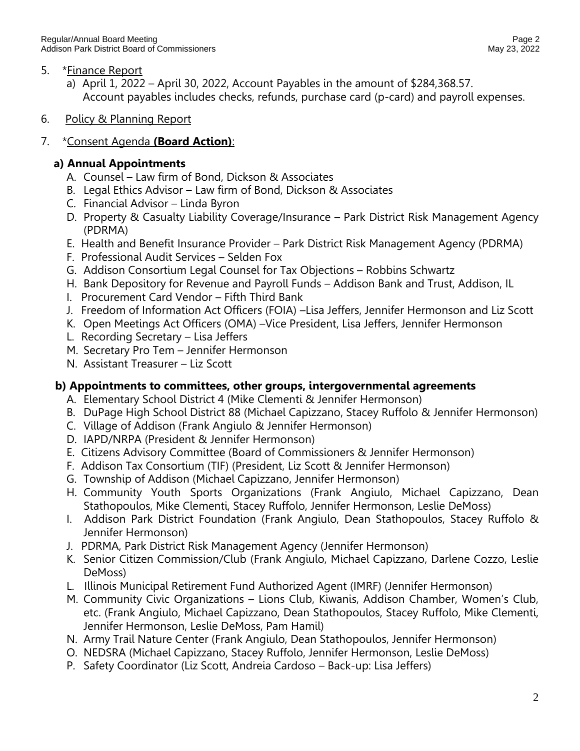5. \*<u>Finance Report</u>
   a) April 1, 2022 – April 30, 2022, Account Payables in the amount of $284,368.57. Account payables includes checks, refunds, purchase card (p-card) and payroll expenses.

6. <u>Policy & Planning Report</u>

7. \*<u>Consent Agenda **(Board Action)**</u>:

**a) Annual Appointments**

A. Counsel – Law firm of Bond, Dickson & Associates
B. Legal Ethics Advisor – Law firm of Bond, Dickson & Associates
C. Financial Advisor – Linda Byron
D. Property & Casualty Liability Coverage/Insurance – Park District Risk Management Agency (PDRMA)
E. Health and Benefit Insurance Provider – Park District Risk Management Agency (PDRMA)
F. Professional Audit Services – Selden Fox
G. Addison Consortium Legal Counsel for Tax Objections – Robbins Schwartz
H. Bank Depository for Revenue and Payroll Funds – Addison Bank and Trust, Addison, IL
I. Procurement Card Vendor – Fifth Third Bank
J. Freedom of Information Act Officers (FOIA) –Lisa Jeffers, Jennifer Hermonson and Liz Scott
K. Open Meetings Act Officers (OMA) –Vice President, Lisa Jeffers, Jennifer Hermonson
L. Recording Secretary – Lisa Jeffers
M. Secretary Pro Tem – Jennifer Hermonson
N. Assistant Treasurer – Liz Scott

**b) Appointments to committees, other groups, intergovernmental agreements**

A. Elementary School District 4 (Mike Clementi & Jennifer Hermonson)
B. DuPage High School District 88 (Michael Capizzano, Stacey Ruffolo & Jennifer Hermonson)
C. Village of Addison (Frank Angiulo & Jennifer Hermonson)
D. IAPD/NRPA (President & Jennifer Hermonson)
E. Citizens Advisory Committee (Board of Commissioners & Jennifer Hermonson)
F. Addison Tax Consortium (TIF) (President, Liz Scott & Jennifer Hermonson)
G. Township of Addison (Michael Capizzano, Jennifer Hermonson)
H. Community Youth Sports Organizations (Frank Angiulo, Michael Capizzano, Dean Stathopoulos, Mike Clementi, Stacey Ruffolo, Jennifer Hermonson, Leslie DeMoss)
I. Addison Park District Foundation (Frank Angiulo, Dean Stathopoulos, Stacey Ruffolo & Jennifer Hermonson)
J. PDRMA, Park District Risk Management Agency (Jennifer Hermonson)
K. Senior Citizen Commission/Club (Frank Angiulo, Michael Capizzano, Darlene Cozzo, Leslie DeMoss)
L. Illinois Municipal Retirement Fund Authorized Agent (IMRF) (Jennifer Hermonson)
M. Community Civic Organizations – Lions Club, Kiwanis, Addison Chamber, Women's Club, etc. (Frank Angiulo, Michael Capizzano, Dean Stathopoulos, Stacey Ruffolo, Mike Clementi, Jennifer Hermonson, Leslie DeMoss, Pam Hamil)
N. Army Trail Nature Center (Frank Angiulo, Dean Stathopoulos, Jennifer Hermonson)
O. NEDSRA (Michael Capizzano, Stacey Ruffolo, Jennifer Hermonson, Leslie DeMoss)
P. Safety Coordinator (Liz Scott, Andreia Cardoso – Back-up: Lisa Jeffers)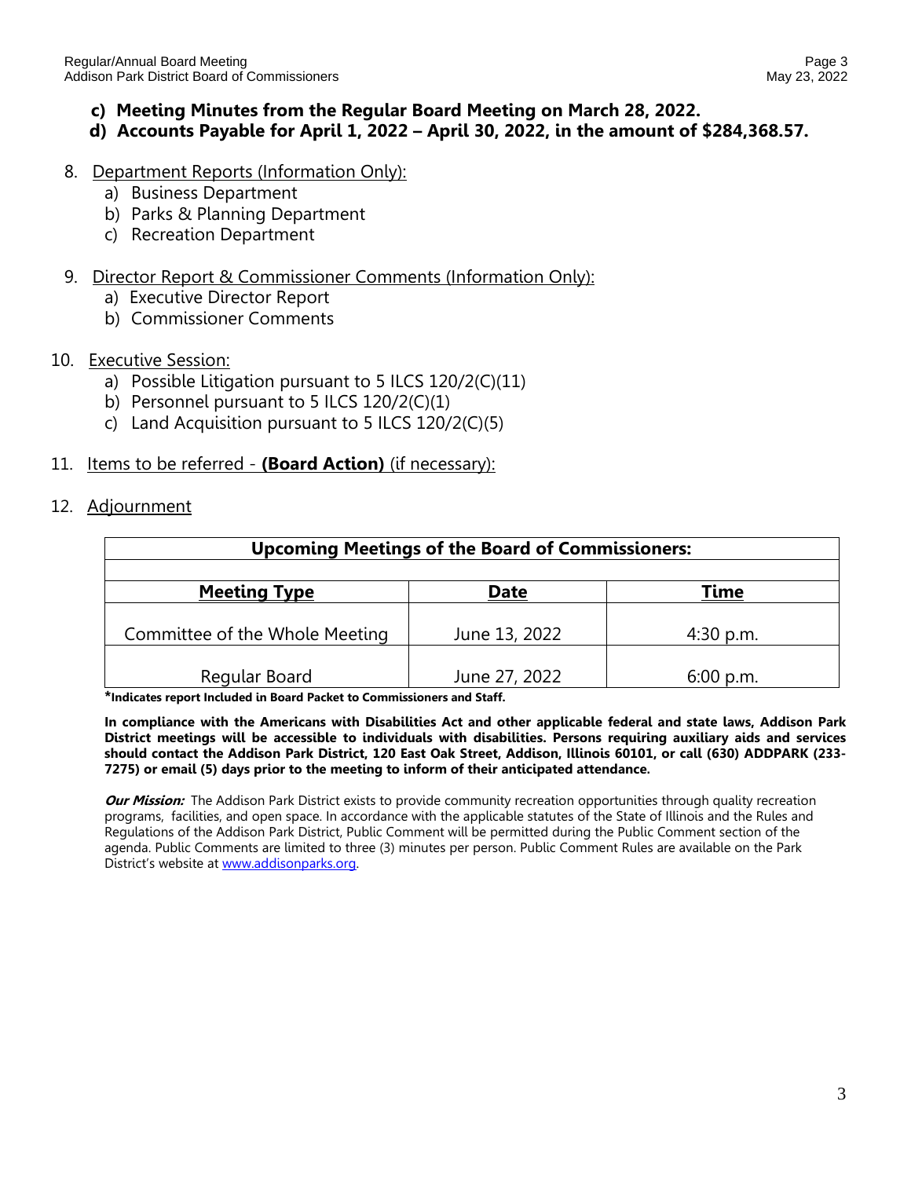**c) Meeting Minutes from the Regular Board Meeting on March 28, 2022.**
**d) Accounts Payable for April 1, 2022 – April 30, 2022, in the amount of $284,368.57.**

8. Department Reports (Information Only):
   a) Business Department
   b) Parks & Planning Department
   c) Recreation Department

9. Director Report & Commissioner Comments (Information Only):
   a) Executive Director Report
   b) Commissioner Comments

10. Executive Session:
    a) Possible Litigation pursuant to 5 ILCS 120/2(C)(11)
    b) Personnel pursuant to 5 ILCS 120/2(C)(1)
    c) Land Acquisition pursuant to 5 ILCS 120/2(C)(5)

11. Items to be referred - **(Board Action)** (if necessary):

12. Adjournment

| **Upcoming Meetings of the Board of Commissioners:** | | |
|---|---|---|
| **Meeting Type** | **Date** | **Time** |
| Committee of the Whole Meeting | June 13, 2022 | 4:30 p.m. |
| Regular Board | June 27, 2022 | 6:00 p.m. |

**\*Indicates report Included in Board Packet to Commissioners and Staff.**

**In compliance with the Americans with Disabilities Act and other applicable federal and state laws, Addison Park District meetings will be accessible to individuals with disabilities. Persons requiring auxiliary aids and services should contact the Addison Park District, 120 East Oak Street, Addison, Illinois 60101, or call (630) ADDPARK (233-7275) or email (5) days prior to the meeting to inform of their anticipated attendance.**

***Our Mission:*** The Addison Park District exists to provide community recreation opportunities through quality recreation programs, facilities, and open space. In accordance with the applicable statutes of the State of Illinois and the Rules and Regulations of the Addison Park District, Public Comment will be permitted during the Public Comment section of the agenda. Public Comments are limited to three (3) minutes per person. Public Comment Rules are available on the Park District's website at www.addisonparks.org.